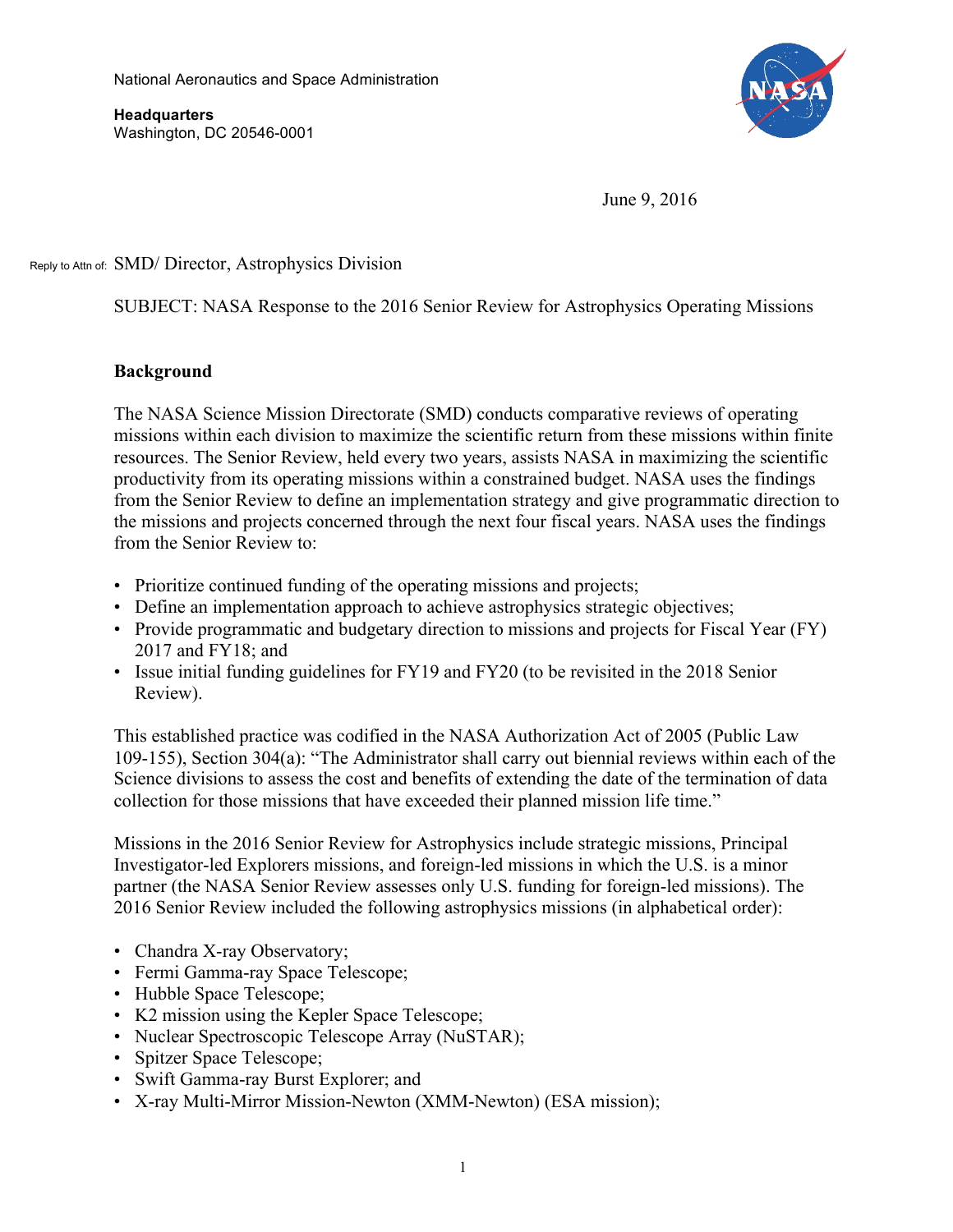National Aeronautics and Space Administration

**Headquarters**
Washington, DC 20546-0001

June 9, 2016

Reply to Attn of: SMD/ Director, Astrophysics Division

SUBJECT: NASA Response to the 2016 Senior Review for Astrophysics Operating Missions

**Background**

The NASA Science Mission Directorate (SMD) conducts comparative reviews of operating missions within each division to maximize the scientific return from these missions within finite resources. The Senior Review, held every two years, assists NASA in maximizing the scientific productivity from its operating missions within a constrained budget. NASA uses the findings from the Senior Review to define an implementation strategy and give programmatic direction to the missions and projects concerned through the next four fiscal years. NASA uses the findings from the Senior Review to:

- Prioritize continued funding of the operating missions and projects;
- Define an implementation approach to achieve astrophysics strategic objectives;
- Provide programmatic and budgetary direction to missions and projects for Fiscal Year (FY) 2017 and FY18; and
- Issue initial funding guidelines for FY19 and FY20 (to be revisited in the 2018 Senior Review).

This established practice was codified in the NASA Authorization Act of 2005 (Public Law 109-155), Section 304(a): "The Administrator shall carry out biennial reviews within each of the Science divisions to assess the cost and benefits of extending the date of the termination of data collection for those missions that have exceeded their planned mission life time."

Missions in the 2016 Senior Review for Astrophysics include strategic missions, Principal Investigator-led Explorers missions, and foreign-led missions in which the U.S. is a minor partner (the NASA Senior Review assesses only U.S. funding for foreign-led missions). The 2016 Senior Review included the following astrophysics missions (in alphabetical order):

- Chandra X-ray Observatory;
- Fermi Gamma-ray Space Telescope;
- Hubble Space Telescope;
- K2 mission using the Kepler Space Telescope;
- Nuclear Spectroscopic Telescope Array (NuSTAR);
- Spitzer Space Telescope;
- Swift Gamma-ray Burst Explorer; and
- X-ray Multi-Mirror Mission-Newton (XMM-Newton) (ESA mission);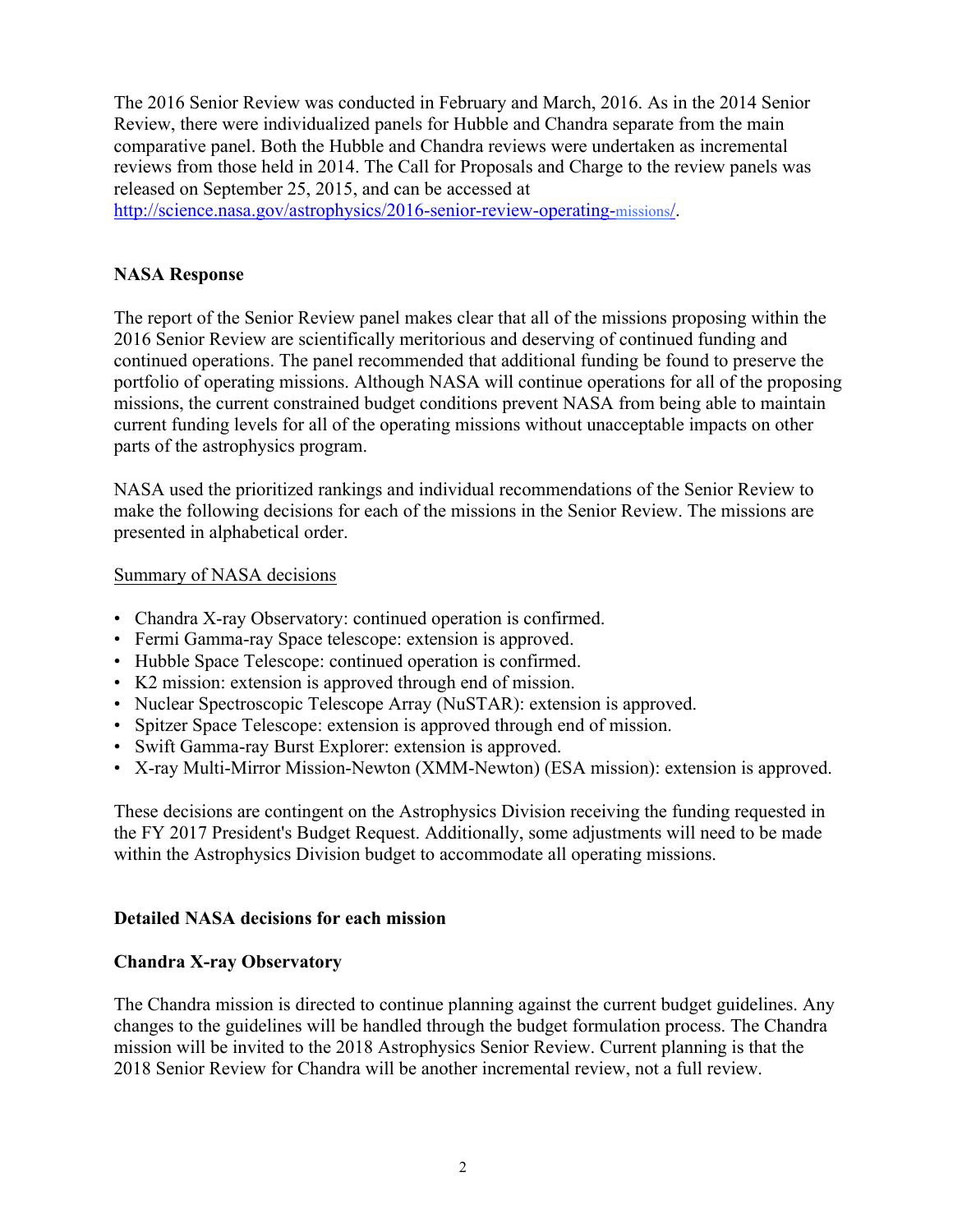The 2016 Senior Review was conducted in February and March, 2016. As in the 2014 Senior Review, there were individualized panels for Hubble and Chandra separate from the main comparative panel. Both the Hubble and Chandra reviews were undertaken as incremental reviews from those held in 2014. The Call for Proposals and Charge to the review panels was released on September 25, 2015, and can be accessed at http://science.nasa.gov/astrophysics/2016-senior-review-operating-missions/.

## NASA Response

The report of the Senior Review panel makes clear that all of the missions proposing within the 2016 Senior Review are scientifically meritorious and deserving of continued funding and continued operations. The panel recommended that additional funding be found to preserve the portfolio of operating missions. Although NASA will continue operations for all of the proposing missions, the current constrained budget conditions prevent NASA from being able to maintain current funding levels for all of the operating missions without unacceptable impacts on other parts of the astrophysics program.

NASA used the prioritized rankings and individual recommendations of the Senior Review to make the following decisions for each of the missions in the Senior Review. The missions are presented in alphabetical order.

Summary of NASA decisions

- Chandra X-ray Observatory: continued operation is confirmed.
- Fermi Gamma-ray Space telescope: extension is approved.
- Hubble Space Telescope: continued operation is confirmed.
- K2 mission: extension is approved through end of mission.
- Nuclear Spectroscopic Telescope Array (NuSTAR): extension is approved.
- Spitzer Space Telescope: extension is approved through end of mission.
- Swift Gamma-ray Burst Explorer: extension is approved.
- X-ray Multi-Mirror Mission-Newton (XMM-Newton) (ESA mission): extension is approved.

These decisions are contingent on the Astrophysics Division receiving the funding requested in the FY 2017 President's Budget Request. Additionally, some adjustments will need to be made within the Astrophysics Division budget to accommodate all operating missions.

## Detailed NASA decisions for each mission

### Chandra X-ray Observatory

The Chandra mission is directed to continue planning against the current budget guidelines. Any changes to the guidelines will be handled through the budget formulation process. The Chandra mission will be invited to the 2018 Astrophysics Senior Review. Current planning is that the 2018 Senior Review for Chandra will be another incremental review, not a full review.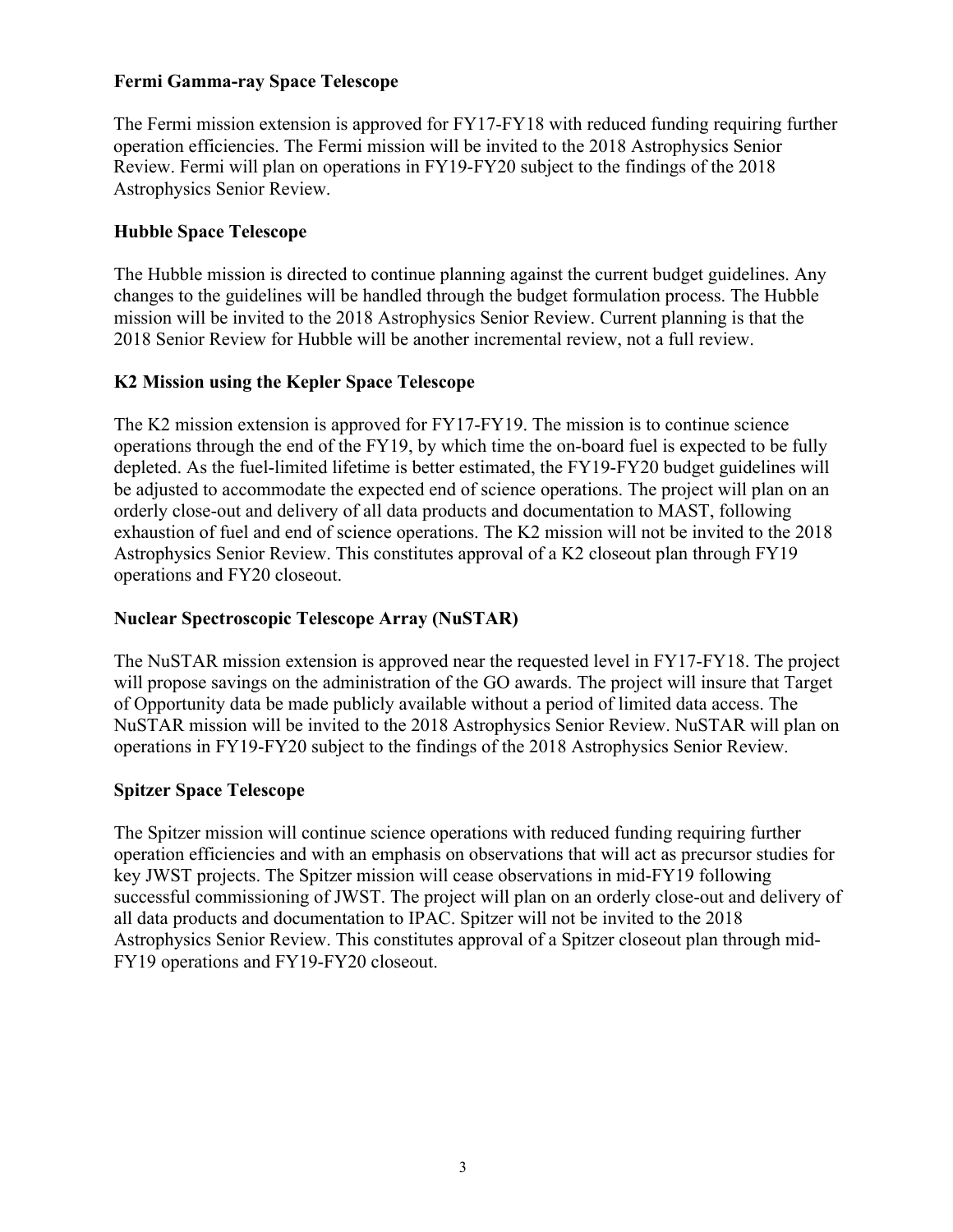**Fermi Gamma-ray Space Telescope**

The Fermi mission extension is approved for FY17-FY18 with reduced funding requiring further operation efficiencies. The Fermi mission will be invited to the 2018 Astrophysics Senior Review. Fermi will plan on operations in FY19-FY20 subject to the findings of the 2018 Astrophysics Senior Review.

**Hubble Space Telescope**

The Hubble mission is directed to continue planning against the current budget guidelines. Any changes to the guidelines will be handled through the budget formulation process. The Hubble mission will be invited to the 2018 Astrophysics Senior Review. Current planning is that the 2018 Senior Review for Hubble will be another incremental review, not a full review.

**K2 Mission using the Kepler Space Telescope**

The K2 mission extension is approved for FY17-FY19. The mission is to continue science operations through the end of the FY19, by which time the on-board fuel is expected to be fully depleted. As the fuel-limited lifetime is better estimated, the FY19-FY20 budget guidelines will be adjusted to accommodate the expected end of science operations. The project will plan on an orderly close-out and delivery of all data products and documentation to MAST, following exhaustion of fuel and end of science operations. The K2 mission will not be invited to the 2018 Astrophysics Senior Review. This constitutes approval of a K2 closeout plan through FY19 operations and FY20 closeout.

**Nuclear Spectroscopic Telescope Array (NuSTAR)**

The NuSTAR mission extension is approved near the requested level in FY17-FY18. The project will propose savings on the administration of the GO awards. The project will insure that Target of Opportunity data be made publicly available without a period of limited data access. The NuSTAR mission will be invited to the 2018 Astrophysics Senior Review. NuSTAR will plan on operations in FY19-FY20 subject to the findings of the 2018 Astrophysics Senior Review.

**Spitzer Space Telescope**

The Spitzer mission will continue science operations with reduced funding requiring further operation efficiencies and with an emphasis on observations that will act as precursor studies for key JWST projects. The Spitzer mission will cease observations in mid-FY19 following successful commissioning of JWST. The project will plan on an orderly close-out and delivery of all data products and documentation to IPAC. Spitzer will not be invited to the 2018 Astrophysics Senior Review. This constitutes approval of a Spitzer closeout plan through mid-FY19 operations and FY19-FY20 closeout.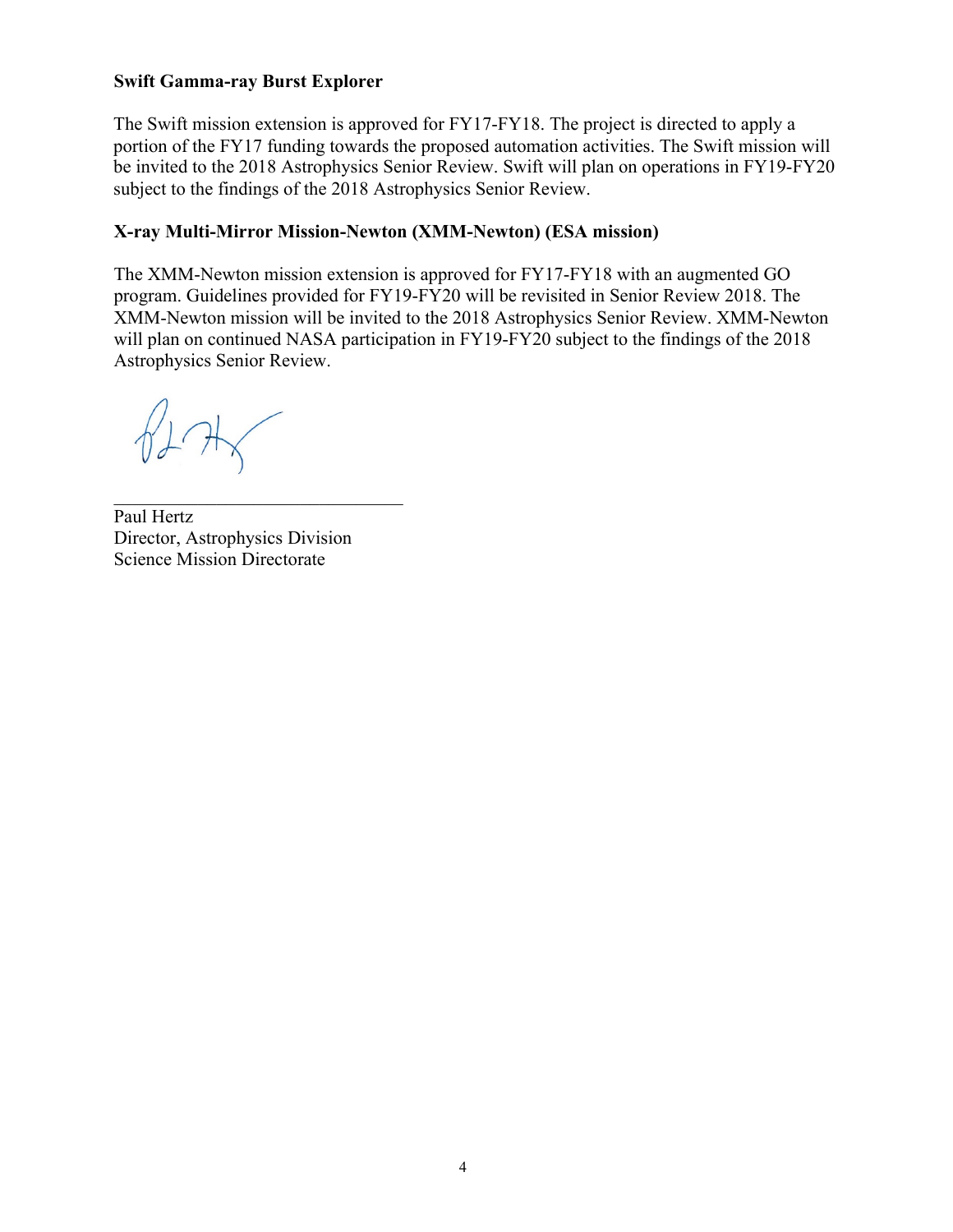**Swift Gamma-ray Burst Explorer**

The Swift mission extension is approved for FY17-FY18. The project is directed to apply a portion of the FY17 funding towards the proposed automation activities. The Swift mission will be invited to the 2018 Astrophysics Senior Review. Swift will plan on operations in FY19-FY20 subject to the findings of the 2018 Astrophysics Senior Review.

**X-ray Multi-Mirror Mission-Newton (XMM-Newton) (ESA mission)**

The XMM-Newton mission extension is approved for FY17-FY18 with an augmented GO program. Guidelines provided for FY19-FY20 will be revisited in Senior Review 2018. The XMM-Newton mission will be invited to the 2018 Astrophysics Senior Review. XMM-Newton will plan on continued NASA participation in FY19-FY20 subject to the findings of the 2018 Astrophysics Senior Review.

Paul Hertz
Director, Astrophysics Division
Science Mission Directorate